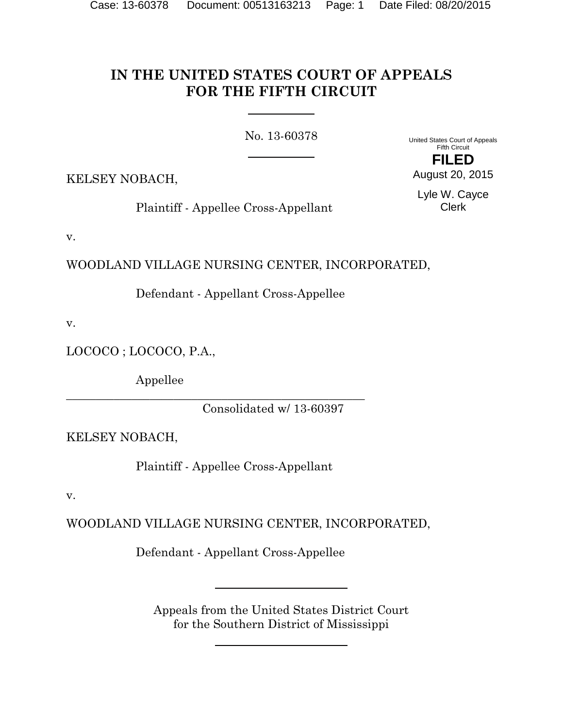# IN THE UNITED STATES COURT OF APPEALS FOR THE FIFTH CIRCUIT

No. 13-60378

United States Court of Appeals
Fifth Circuit

**FILED**

August 20, 2015

Lyle W. Cayce
Clerk

KELSEY NOBACH,

Plaintiff - Appellee Cross-Appellant

v.

WOODLAND VILLAGE NURSING CENTER, INCORPORATED,

Defendant - Appellant Cross-Appellee

v.

LOCOCO ; LOCOCO, P.A.,

Appellee

---

Consolidated w/ 13-60397

KELSEY NOBACH,

Plaintiff - Appellee Cross-Appellant

v.

WOODLAND VILLAGE NURSING CENTER, INCORPORATED,

Defendant - Appellant Cross-Appellee

---

Appeals from the United States District Court
for the Southern District of Mississippi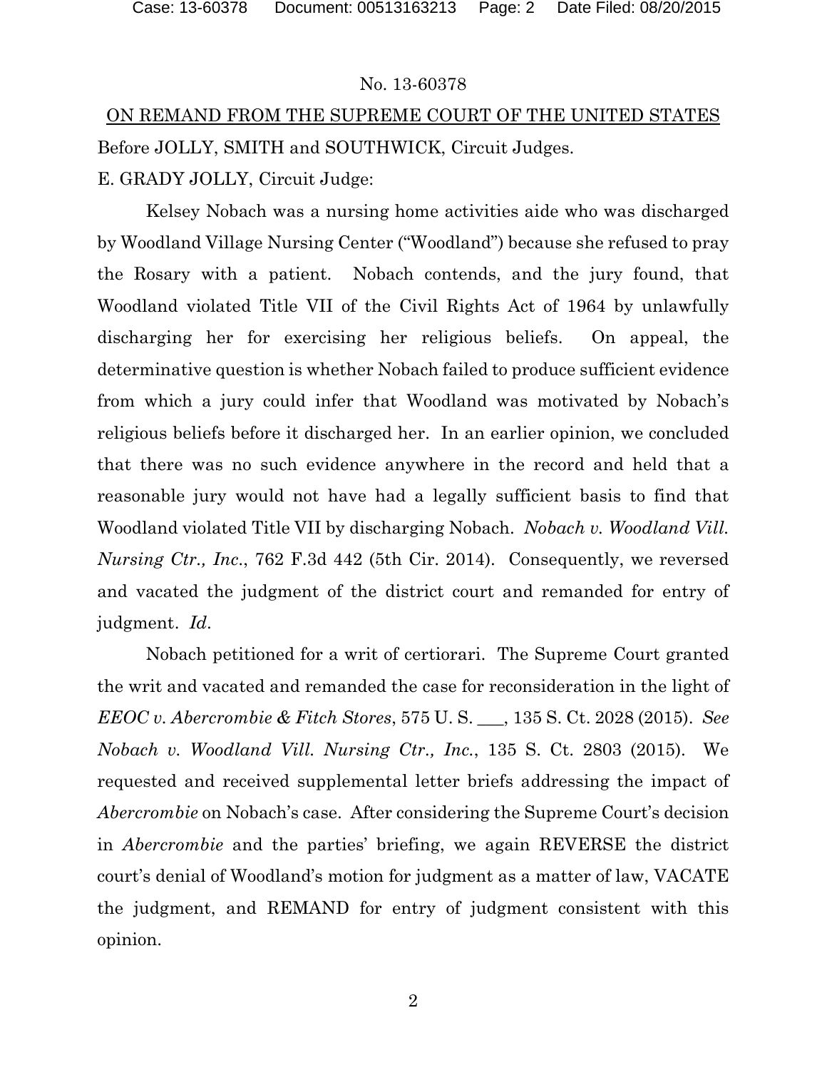No. 13-60378

ON REMAND FROM THE SUPREME COURT OF THE UNITED STATES

Before JOLLY, SMITH and SOUTHWICK, Circuit Judges.

E. GRADY JOLLY, Circuit Judge:

Kelsey Nobach was a nursing home activities aide who was discharged by Woodland Village Nursing Center ("Woodland") because she refused to pray the Rosary with a patient. Nobach contends, and the jury found, that Woodland violated Title VII of the Civil Rights Act of 1964 by unlawfully discharging her for exercising her religious beliefs. On appeal, the determinative question is whether Nobach failed to produce sufficient evidence from which a jury could infer that Woodland was motivated by Nobach's religious beliefs before it discharged her. In an earlier opinion, we concluded that there was no such evidence anywhere in the record and held that a reasonable jury would not have had a legally sufficient basis to find that Woodland violated Title VII by discharging Nobach. *Nobach v. Woodland Vill. Nursing Ctr., Inc.*, 762 F.3d 442 (5th Cir. 2014). Consequently, we reversed and vacated the judgment of the district court and remanded for entry of judgment. *Id*.

Nobach petitioned for a writ of certiorari. The Supreme Court granted the writ and vacated and remanded the case for reconsideration in the light of *EEOC v. Abercrombie & Fitch Stores*, 575 U. S. ___, 135 S. Ct. 2028 (2015). *See Nobach v. Woodland Vill. Nursing Ctr., Inc.*, 135 S. Ct. 2803 (2015). We requested and received supplemental letter briefs addressing the impact of *Abercrombie* on Nobach's case. After considering the Supreme Court's decision in *Abercrombie* and the parties' briefing, we again REVERSE the district court's denial of Woodland's motion for judgment as a matter of law, VACATE the judgment, and REMAND for entry of judgment consistent with this opinion.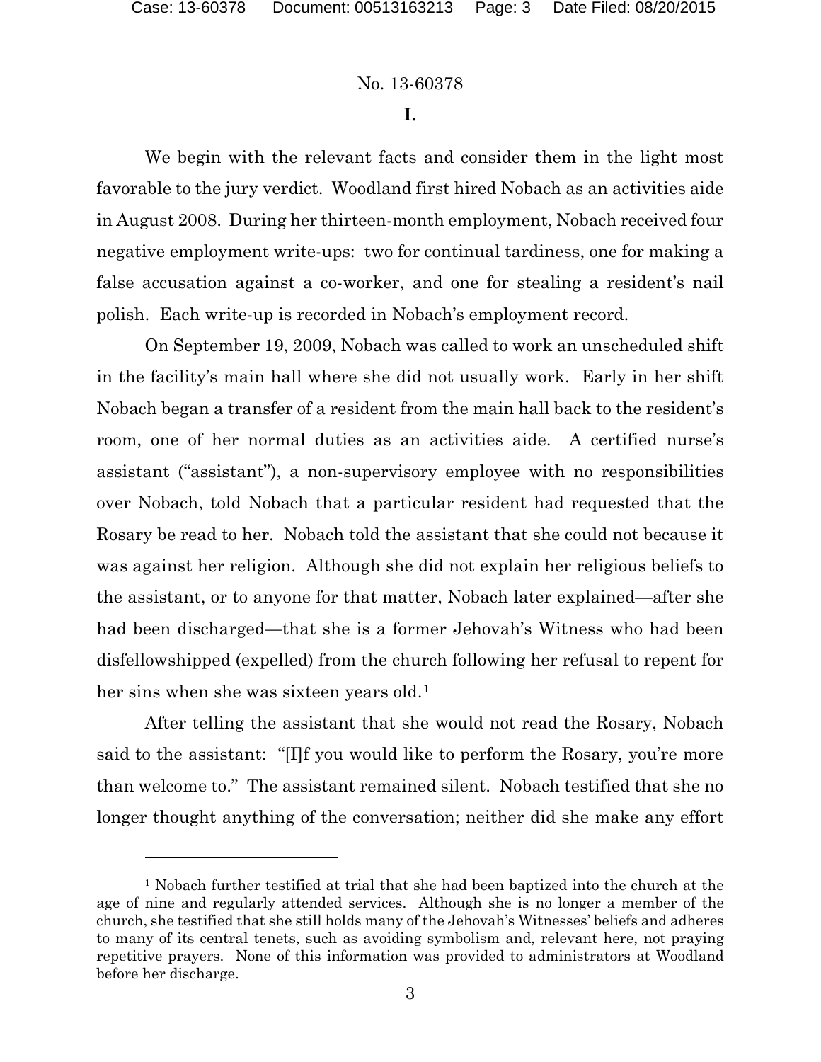No. 13-60378

## I.

We begin with the relevant facts and consider them in the light most favorable to the jury verdict. Woodland first hired Nobach as an activities aide in August 2008. During her thirteen-month employment, Nobach received four negative employment write-ups: two for continual tardiness, one for making a false accusation against a co-worker, and one for stealing a resident's nail polish. Each write-up is recorded in Nobach's employment record.

On September 19, 2009, Nobach was called to work an unscheduled shift in the facility's main hall where she did not usually work. Early in her shift Nobach began a transfer of a resident from the main hall back to the resident's room, one of her normal duties as an activities aide. A certified nurse's assistant ("assistant"), a non-supervisory employee with no responsibilities over Nobach, told Nobach that a particular resident had requested that the Rosary be read to her. Nobach told the assistant that she could not because it was against her religion. Although she did not explain her religious beliefs to the assistant, or to anyone for that matter, Nobach later explained—after she had been discharged—that she is a former Jehovah's Witness who had been disfellowshipped (expelled) from the church following her refusal to repent for her sins when she was sixteen years old.[1]

After telling the assistant that she would not read the Rosary, Nobach said to the assistant: "[I]f you would like to perform the Rosary, you're more than welcome to." The assistant remained silent. Nobach testified that she no longer thought anything of the conversation; neither did she make any effort

[1] Nobach further testified at trial that she had been baptized into the church at the age of nine and regularly attended services. Although she is no longer a member of the church, she testified that she still holds many of the Jehovah's Witnesses' beliefs and adheres to many of its central tenets, such as avoiding symbolism and, relevant here, not praying repetitive prayers. None of this information was provided to administrators at Woodland before her discharge.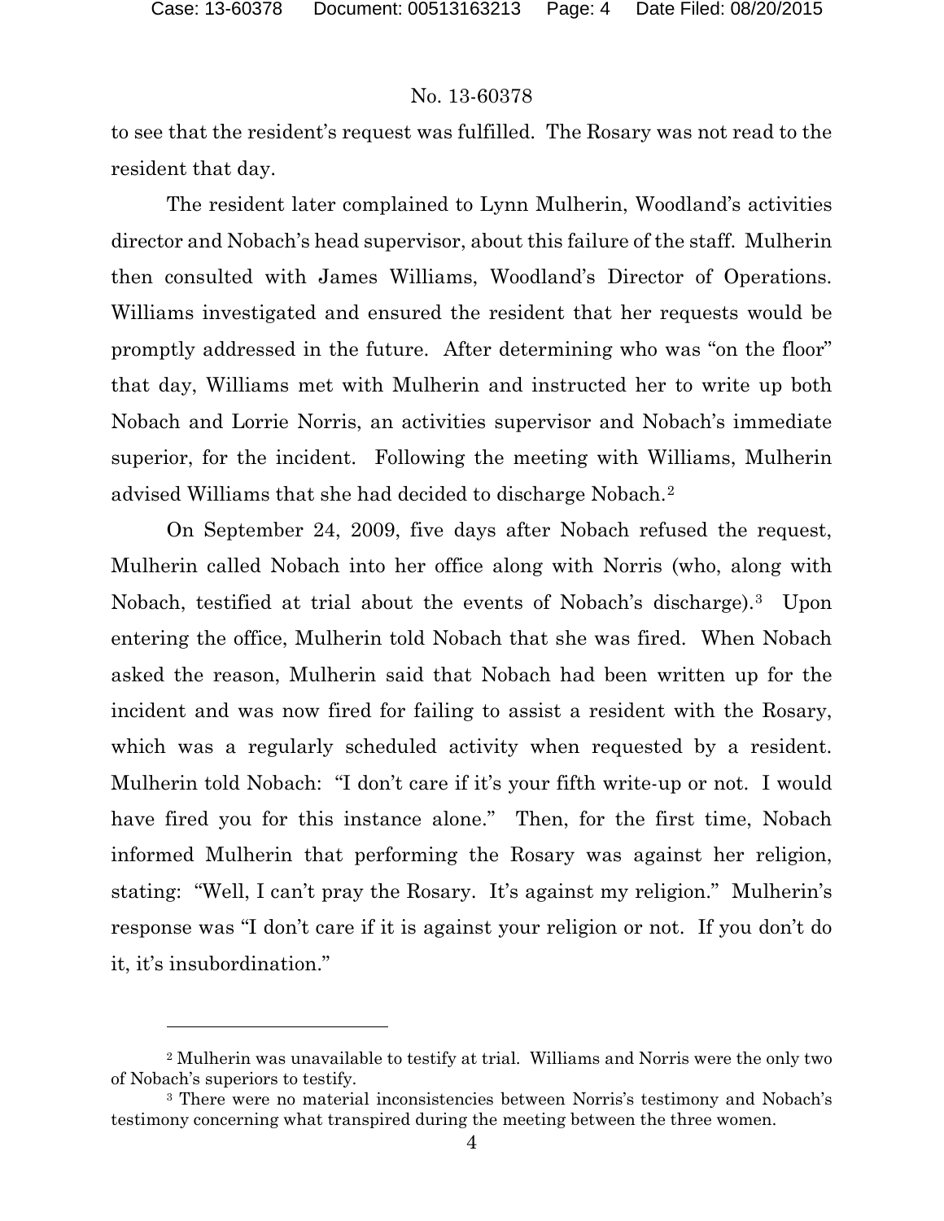to see that the resident's request was fulfilled. The Rosary was not read to the resident that day.

The resident later complained to Lynn Mulherin, Woodland's activities director and Nobach's head supervisor, about this failure of the staff. Mulherin then consulted with James Williams, Woodland's Director of Operations. Williams investigated and ensured the resident that her requests would be promptly addressed in the future. After determining who was "on the floor" that day, Williams met with Mulherin and instructed her to write up both Nobach and Lorrie Norris, an activities supervisor and Nobach's immediate superior, for the incident. Following the meeting with Williams, Mulherin advised Williams that she had decided to discharge Nobach.[2]

On September 24, 2009, five days after Nobach refused the request, Mulherin called Nobach into her office along with Norris (who, along with Nobach, testified at trial about the events of Nobach's discharge).[3] Upon entering the office, Mulherin told Nobach that she was fired. When Nobach asked the reason, Mulherin said that Nobach had been written up for the incident and was now fired for failing to assist a resident with the Rosary, which was a regularly scheduled activity when requested by a resident. Mulherin told Nobach: "I don't care if it's your fifth write-up or not. I would have fired you for this instance alone." Then, for the first time, Nobach informed Mulherin that performing the Rosary was against her religion, stating: "Well, I can't pray the Rosary. It's against my religion." Mulherin's response was "I don't care if it is against your religion or not. If you don't do it, it's insubordination."

---

[2] Mulherin was unavailable to testify at trial. Williams and Norris were the only two of Nobach's superiors to testify.

[3] There were no material inconsistencies between Norris's testimony and Nobach's testimony concerning what transpired during the meeting between the three women.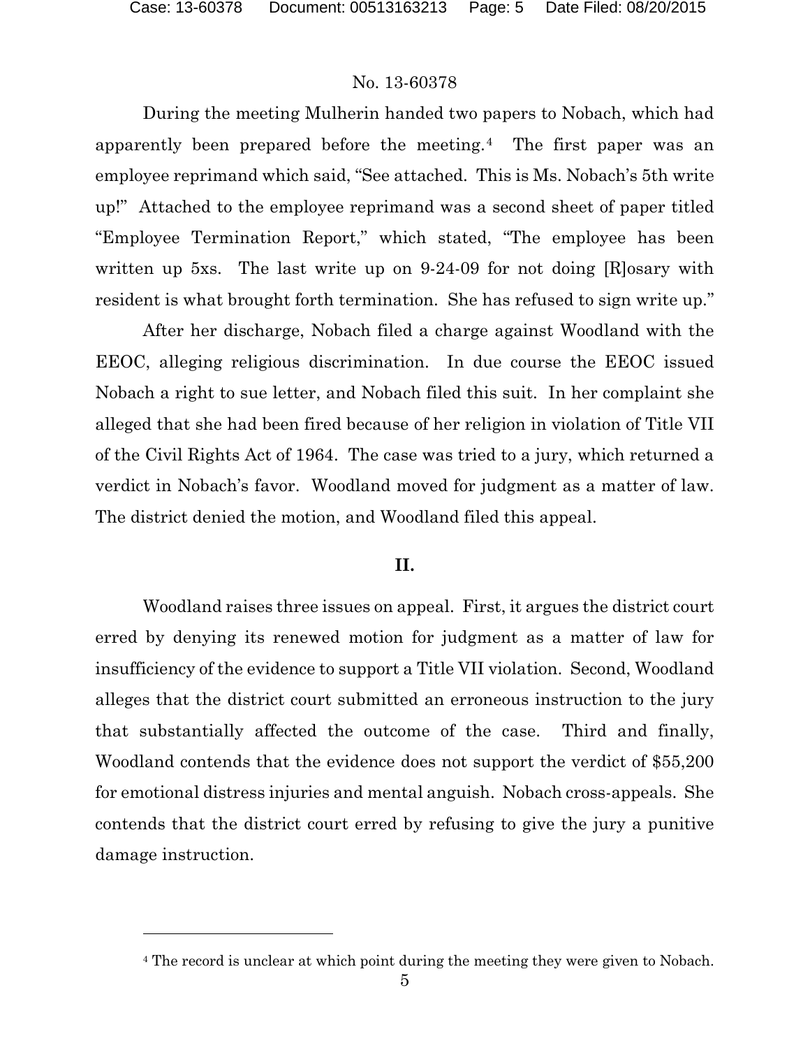No. 13-60378

During the meeting Mulherin handed two papers to Nobach, which had apparently been prepared before the meeting.[4] The first paper was an employee reprimand which said, "See attached. This is Ms. Nobach's 5th write up!" Attached to the employee reprimand was a second sheet of paper titled "Employee Termination Report," which stated, "The employee has been written up 5xs. The last write up on 9-24-09 for not doing [R]osary with resident is what brought forth termination. She has refused to sign write up."

After her discharge, Nobach filed a charge against Woodland with the EEOC, alleging religious discrimination. In due course the EEOC issued Nobach a right to sue letter, and Nobach filed this suit. In her complaint she alleged that she had been fired because of her religion in violation of Title VII of the Civil Rights Act of 1964. The case was tried to a jury, which returned a verdict in Nobach's favor. Woodland moved for judgment as a matter of law. The district denied the motion, and Woodland filed this appeal.

## II.

Woodland raises three issues on appeal. First, it argues the district court erred by denying its renewed motion for judgment as a matter of law for insufficiency of the evidence to support a Title VII violation. Second, Woodland alleges that the district court submitted an erroneous instruction to the jury that substantially affected the outcome of the case. Third and finally, Woodland contends that the evidence does not support the verdict of $55,200 for emotional distress injuries and mental anguish. Nobach cross-appeals. She contends that the district court erred by refusing to give the jury a punitive damage instruction.

---

[4] The record is unclear at which point during the meeting they were given to Nobach.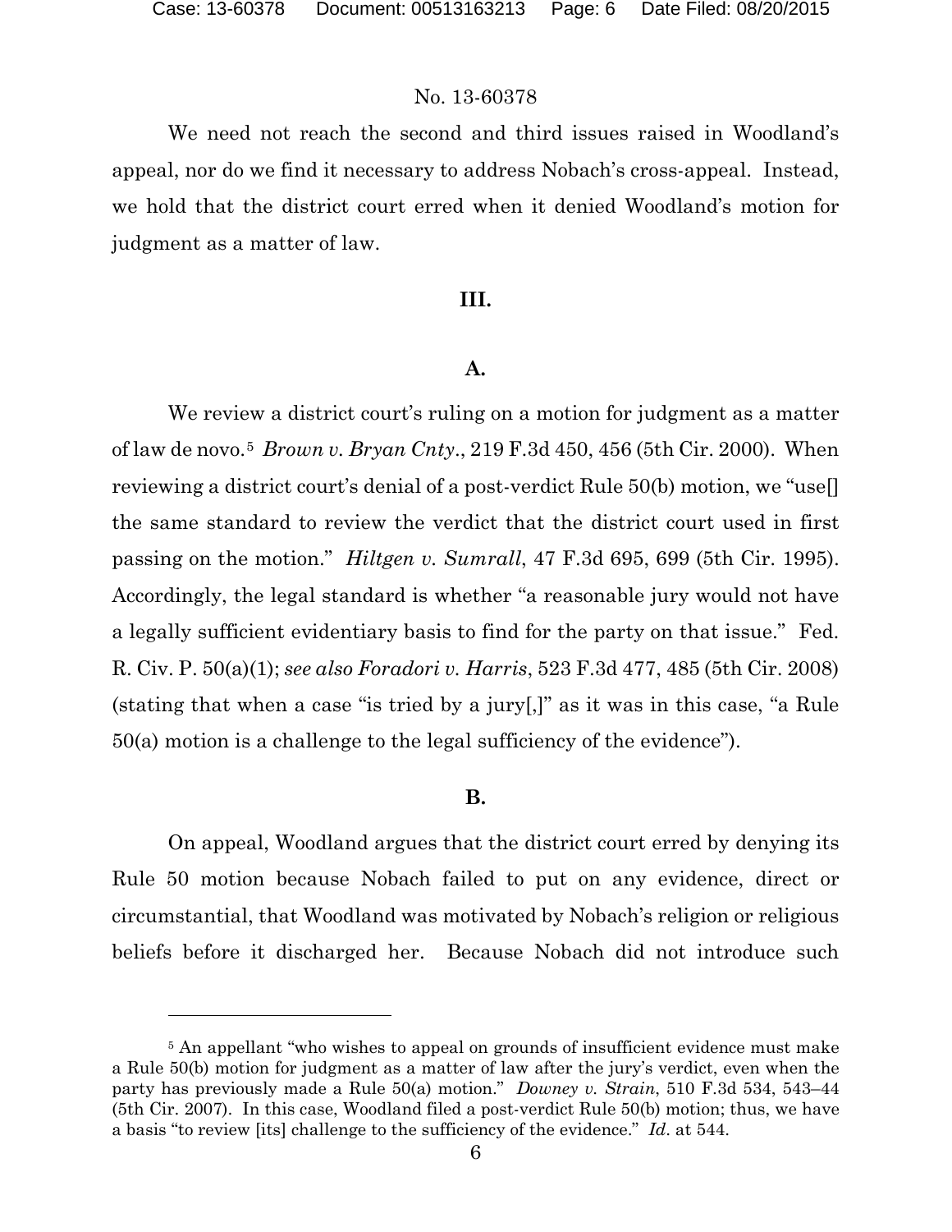We need not reach the second and third issues raised in Woodland's appeal, nor do we find it necessary to address Nobach's cross-appeal. Instead, we hold that the district court erred when it denied Woodland's motion for judgment as a matter of law.

## III.

### A.

We review a district court's ruling on a motion for judgment as a matter of law de novo.[5] *Brown v. Bryan Cnty*., 219 F.3d 450, 456 (5th Cir. 2000). When reviewing a district court's denial of a post-verdict Rule 50(b) motion, we "use[] the same standard to review the verdict that the district court used in first passing on the motion." *Hiltgen v. Sumrall*, 47 F.3d 695, 699 (5th Cir. 1995). Accordingly, the legal standard is whether "a reasonable jury would not have a legally sufficient evidentiary basis to find for the party on that issue." Fed. R. Civ. P. 50(a)(1); *see also Foradori v. Harris*, 523 F.3d 477, 485 (5th Cir. 2008) (stating that when a case "is tried by a jury[,]" as it was in this case, "a Rule 50(a) motion is a challenge to the legal sufficiency of the evidence").

### B.

On appeal, Woodland argues that the district court erred by denying its Rule 50 motion because Nobach failed to put on any evidence, direct or circumstantial, that Woodland was motivated by Nobach's religion or religious beliefs before it discharged her. Because Nobach did not introduce such

---

[5] An appellant "who wishes to appeal on grounds of insufficient evidence must make a Rule 50(b) motion for judgment as a matter of law after the jury's verdict, even when the party has previously made a Rule 50(a) motion." *Downey v. Strain*, 510 F.3d 534, 543–44 (5th Cir. 2007). In this case, Woodland filed a post-verdict Rule 50(b) motion; thus, we have a basis "to review [its] challenge to the sufficiency of the evidence." *Id*. at 544.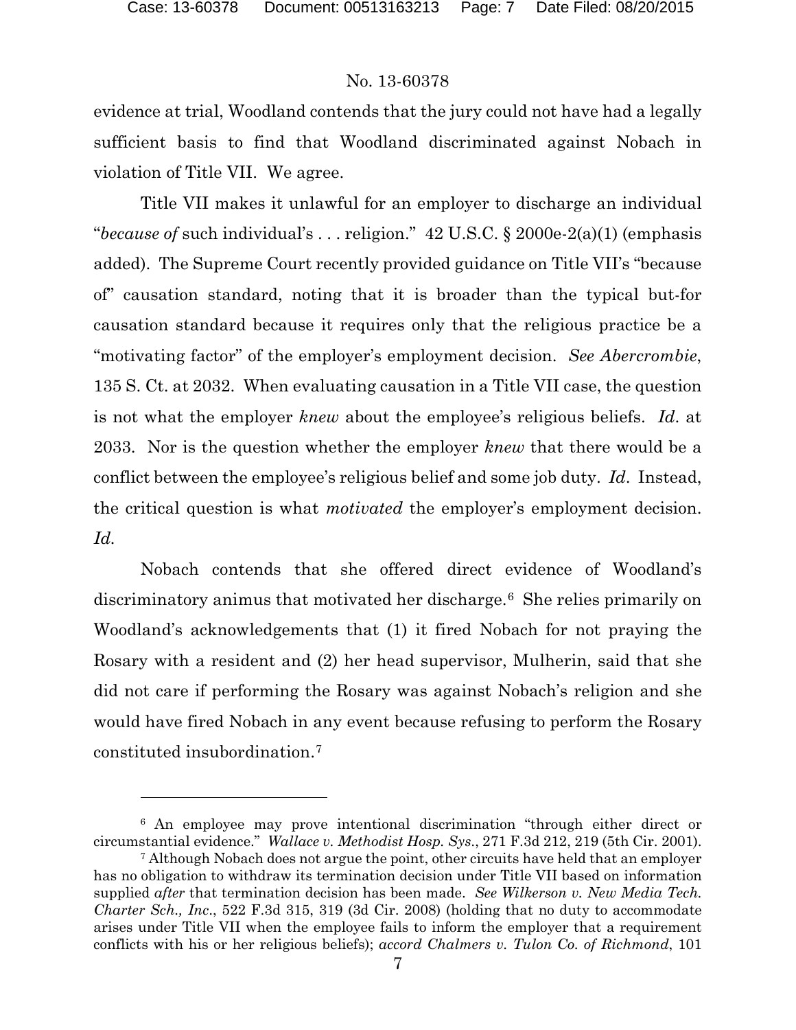evidence at trial, Woodland contends that the jury could not have had a legally sufficient basis to find that Woodland discriminated against Nobach in violation of Title VII. We agree.

Title VII makes it unlawful for an employer to discharge an individual "*because of* such individual's . . . religion." 42 U.S.C. § 2000e-2(a)(1) (emphasis added). The Supreme Court recently provided guidance on Title VII's "because of" causation standard, noting that it is broader than the typical but-for causation standard because it requires only that the religious practice be a "motivating factor" of the employer's employment decision. *See Abercrombie*, 135 S. Ct. at 2032. When evaluating causation in a Title VII case, the question is not what the employer *knew* about the employee's religious beliefs. *Id*. at 2033. Nor is the question whether the employer *knew* that there would be a conflict between the employee's religious belief and some job duty. *Id*. Instead, the critical question is what *motivated* the employer's employment decision. *Id.*

Nobach contends that she offered direct evidence of Woodland's discriminatory animus that motivated her discharge.[6] She relies primarily on Woodland's acknowledgements that (1) it fired Nobach for not praying the Rosary with a resident and (2) her head supervisor, Mulherin, said that she did not care if performing the Rosary was against Nobach's religion and she would have fired Nobach in any event because refusing to perform the Rosary constituted insubordination.[7]

---

[6] An employee may prove intentional discrimination "through either direct or circumstantial evidence." *Wallace v. Methodist Hosp. Sys.*, 271 F.3d 212, 219 (5th Cir. 2001).

[7] Although Nobach does not argue the point, other circuits have held that an employer has no obligation to withdraw its termination decision under Title VII based on information supplied *after* that termination decision has been made. *See Wilkerson v. New Media Tech. Charter Sch., Inc*., 522 F.3d 315, 319 (3d Cir. 2008) (holding that no duty to accommodate arises under Title VII when the employee fails to inform the employer that a requirement conflicts with his or her religious beliefs); *accord Chalmers v. Tulon Co. of Richmond*, 101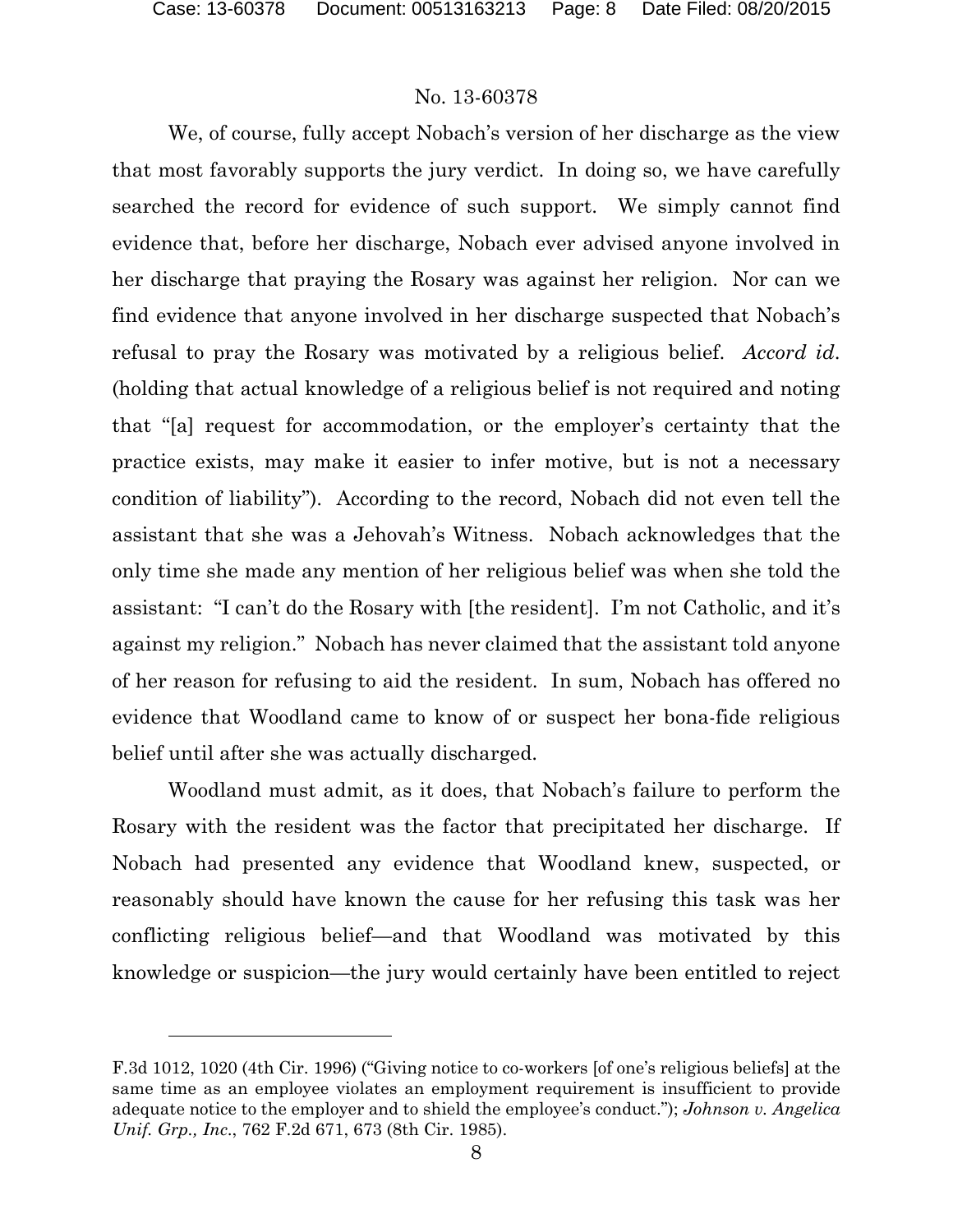No. 13-60378

We, of course, fully accept Nobach's version of her discharge as the view that most favorably supports the jury verdict. In doing so, we have carefully searched the record for evidence of such support. We simply cannot find evidence that, before her discharge, Nobach ever advised anyone involved in her discharge that praying the Rosary was against her religion. Nor can we find evidence that anyone involved in her discharge suspected that Nobach's refusal to pray the Rosary was motivated by a religious belief. *Accord id.* (holding that actual knowledge of a religious belief is not required and noting that "[a] request for accommodation, or the employer's certainty that the practice exists, may make it easier to infer motive, but is not a necessary condition of liability"). According to the record, Nobach did not even tell the assistant that she was a Jehovah's Witness. Nobach acknowledges that the only time she made any mention of her religious belief was when she told the assistant: "I can't do the Rosary with [the resident]. I'm not Catholic, and it's against my religion." Nobach has never claimed that the assistant told anyone of her reason for refusing to aid the resident. In sum, Nobach has offered no evidence that Woodland came to know of or suspect her bona-fide religious belief until after she was actually discharged.

Woodland must admit, as it does, that Nobach's failure to perform the Rosary with the resident was the factor that precipitated her discharge. If Nobach had presented any evidence that Woodland knew, suspected, or reasonably should have known the cause for her refusing this task was her conflicting religious belief—and that Woodland was motivated by this knowledge or suspicion—the jury would certainly have been entitled to reject

---

F.3d 1012, 1020 (4th Cir. 1996) ("Giving notice to co-workers [of one's religious beliefs] at the same time as an employee violates an employment requirement is insufficient to provide adequate notice to the employer and to shield the employee's conduct."); *Johnson v. Angelica Unif. Grp., Inc.*, 762 F.2d 671, 673 (8th Cir. 1985).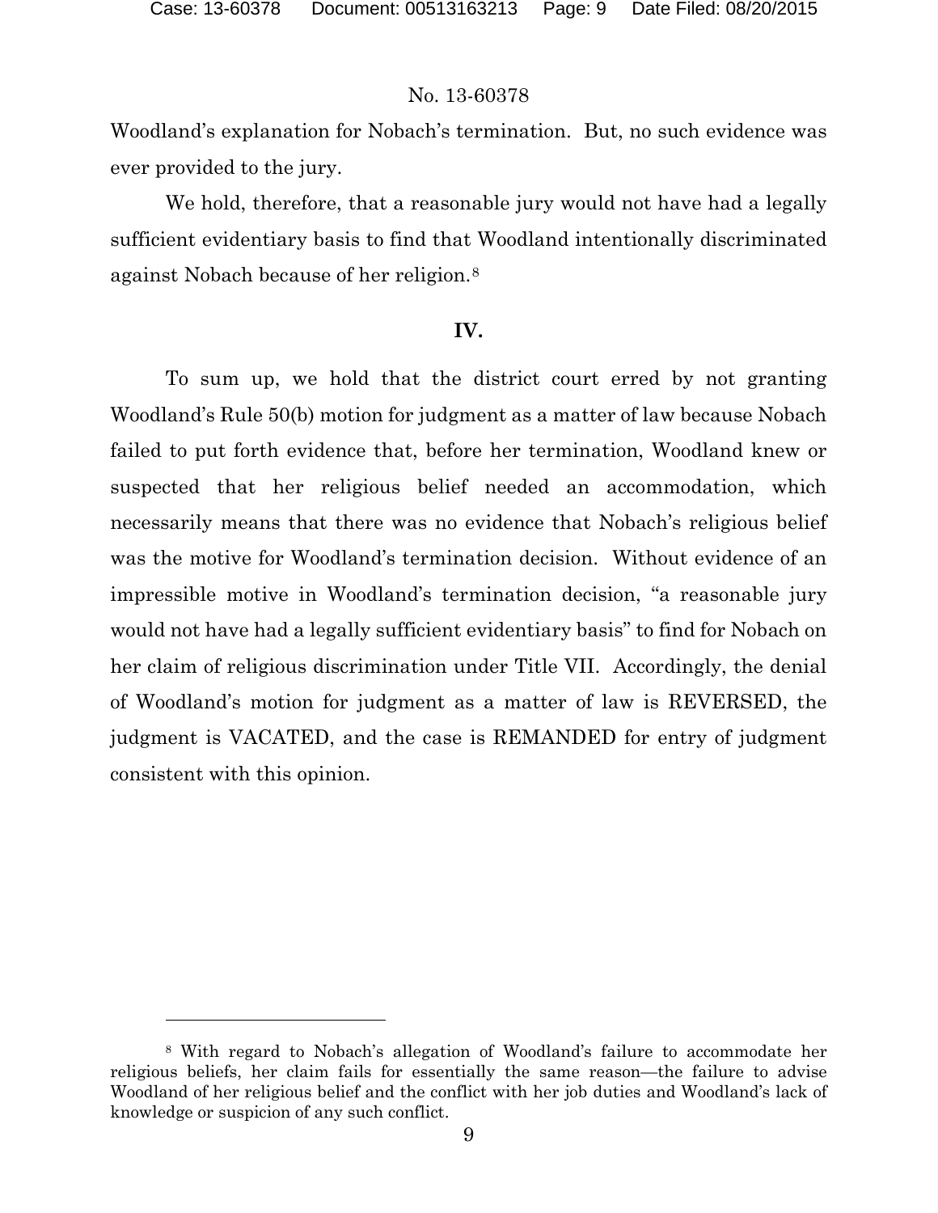Woodland's explanation for Nobach's termination. But, no such evidence was ever provided to the jury.

We hold, therefore, that a reasonable jury would not have had a legally sufficient evidentiary basis to find that Woodland intentionally discriminated against Nobach because of her religion.[8]

## IV.

To sum up, we hold that the district court erred by not granting Woodland's Rule 50(b) motion for judgment as a matter of law because Nobach failed to put forth evidence that, before her termination, Woodland knew or suspected that her religious belief needed an accommodation, which necessarily means that there was no evidence that Nobach's religious belief was the motive for Woodland's termination decision. Without evidence of an impressible motive in Woodland's termination decision, "a reasonable jury would not have had a legally sufficient evidentiary basis" to find for Nobach on her claim of religious discrimination under Title VII. Accordingly, the denial of Woodland's motion for judgment as a matter of law is REVERSED, the judgment is VACATED, and the case is REMANDED for entry of judgment consistent with this opinion.

---

[8] With regard to Nobach's allegation of Woodland's failure to accommodate her religious beliefs, her claim fails for essentially the same reason—the failure to advise Woodland of her religious belief and the conflict with her job duties and Woodland's lack of knowledge or suspicion of any such conflict.